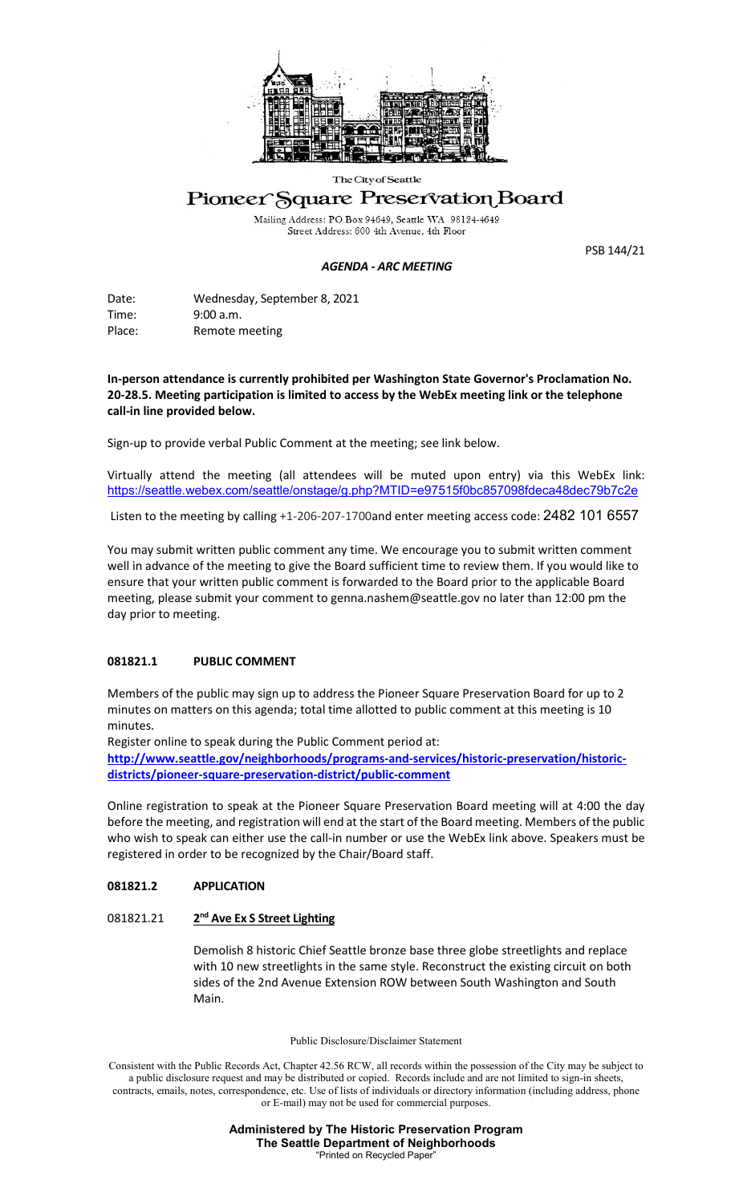The City of Seattle

# Pioneer Square Preservation Board

Mailing Address: PO Box 94649, Seattle WA 98124-4649
Street Address: 600 4th Avenue, 4th Floor

PSB 144/21

## *AGENDA - ARC MEETING*

Date: Wednesday, September 8, 2021
Time: 9:00 a.m.
Place: Remote meeting

**In-person attendance is currently prohibited per Washington State Governor's Proclamation No. 20-28.5. Meeting participation is limited to access by the WebEx meeting link or the telephone call-in line provided below.**

Sign-up to provide verbal Public Comment at the meeting; see link below.

Virtually attend the meeting (all attendees will be muted upon entry) via this WebEx link: https://seattle.webex.com/seattle/onstage/g.php?MTID=e97515f0bc857098fdeca48dec79b7c2e

Listen to the meeting by calling +1-206-207-1700and enter meeting access code: 2482 101 6557

You may submit written public comment any time. We encourage you to submit written comment well in advance of the meeting to give the Board sufficient time to review them. If you would like to ensure that your written public comment is forwarded to the Board prior to the applicable Board meeting, please submit your comment to genna.nashem@seattle.gov no later than 12:00 pm the day prior to meeting.

### 081821.1 PUBLIC COMMENT

Members of the public may sign up to address the Pioneer Square Preservation Board for up to 2 minutes on matters on this agenda; total time allotted to public comment at this meeting is 10 minutes.
Register online to speak during the Public Comment period at:
**http://www.seattle.gov/neighborhoods/programs-and-services/historic-preservation/historic-districts/pioneer-square-preservation-district/public-comment**

Online registration to speak at the Pioneer Square Preservation Board meeting will at 4:00 the day before the meeting, and registration will end at the start of the Board meeting. Members of the public who wish to speak can either use the call-in number or use the WebEx link above. Speakers must be registered in order to be recognized by the Chair/Board staff.

### 081821.2 APPLICATION

#### 081821.21 2nd Ave Ex S Street Lighting

Demolish 8 historic Chief Seattle bronze base three globe streetlights and replace with 10 new streetlights in the same style. Reconstruct the existing circuit on both sides of the 2nd Avenue Extension ROW between South Washington and South Main.

Public Disclosure/Disclaimer Statement

Consistent with the Public Records Act, Chapter 42.56 RCW, all records within the possession of the City may be subject to a public disclosure request and may be distributed or copied. Records include and are not limited to sign-in sheets, contracts, emails, notes, correspondence, etc. Use of lists of individuals or directory information (including address, phone or E-mail) may not be used for commercial purposes.

**Administered by The Historic Preservation Program**
**The Seattle Department of Neighborhoods**
"Printed on Recycled Paper"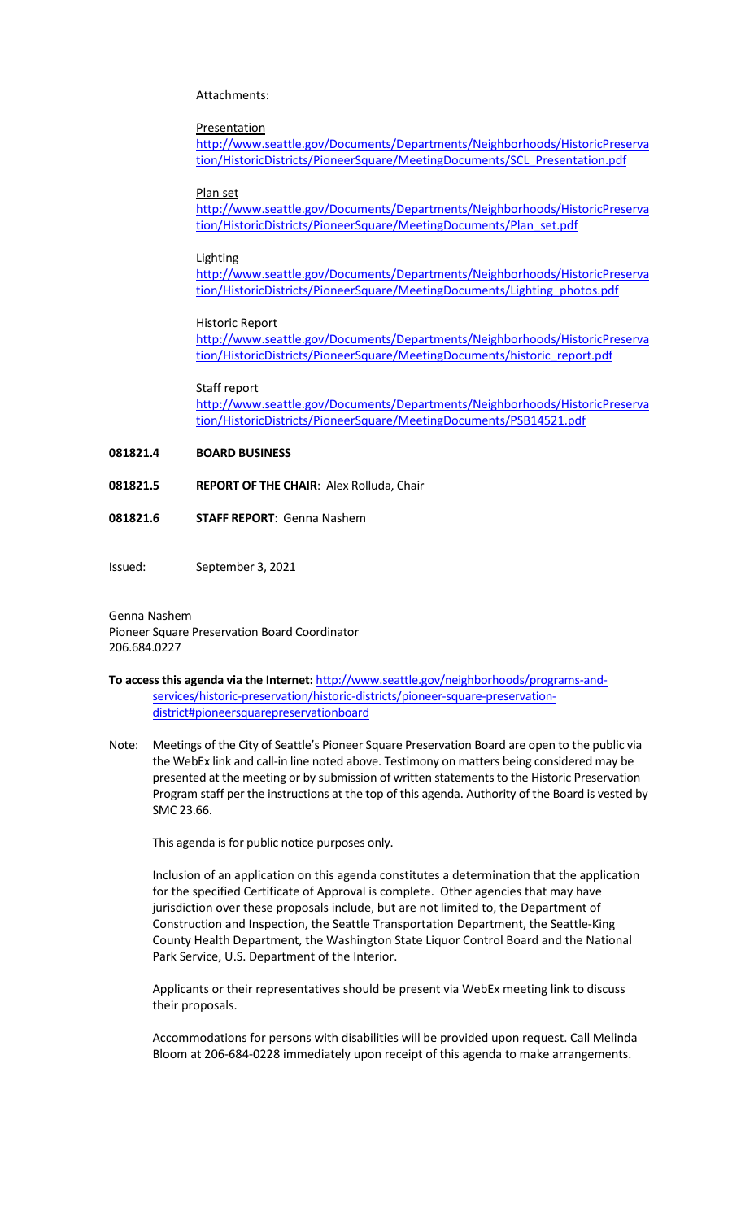Attachments:

Presentation

http://www.seattle.gov/Documents/Departments/Neighborhoods/HistoricPreservation/HistoricDistricts/PioneerSquare/MeetingDocuments/SCL_Presentation.pdf

Plan set

http://www.seattle.gov/Documents/Departments/Neighborhoods/HistoricPreservation/HistoricDistricts/PioneerSquare/MeetingDocuments/Plan_set.pdf

Lighting

http://www.seattle.gov/Documents/Departments/Neighborhoods/HistoricPreservation/HistoricDistricts/PioneerSquare/MeetingDocuments/Lighting_photos.pdf

Historic Report

http://www.seattle.gov/Documents/Departments/Neighborhoods/HistoricPreservation/HistoricDistricts/PioneerSquare/MeetingDocuments/historic_report.pdf

Staff report

http://www.seattle.gov/Documents/Departments/Neighborhoods/HistoricPreservation/HistoricDistricts/PioneerSquare/MeetingDocuments/PSB14521.pdf

**081821.4 BOARD BUSINESS**

**081821.5 REPORT OF THE CHAIR**: Alex Rolluda, Chair

**081821.6 STAFF REPORT**: Genna Nashem

Issued: September 3, 2021

Genna Nashem
Pioneer Square Preservation Board Coordinator
206.684.0227

**To access this agenda via the Internet:** http://www.seattle.gov/neighborhoods/programs-and-services/historic-preservation/historic-districts/pioneer-square-preservation-district#pioneersquarepreservationboard

Note: Meetings of the City of Seattle's Pioneer Square Preservation Board are open to the public via the WebEx link and call-in line noted above. Testimony on matters being considered may be presented at the meeting or by submission of written statements to the Historic Preservation Program staff per the instructions at the top of this agenda. Authority of the Board is vested by SMC 23.66.

This agenda is for public notice purposes only.

Inclusion of an application on this agenda constitutes a determination that the application for the specified Certificate of Approval is complete. Other agencies that may have jurisdiction over these proposals include, but are not limited to, the Department of Construction and Inspection, the Seattle Transportation Department, the Seattle-King County Health Department, the Washington State Liquor Control Board and the National Park Service, U.S. Department of the Interior.

Applicants or their representatives should be present via WebEx meeting link to discuss their proposals.

Accommodations for persons with disabilities will be provided upon request. Call Melinda Bloom at 206-684-0228 immediately upon receipt of this agenda to make arrangements.